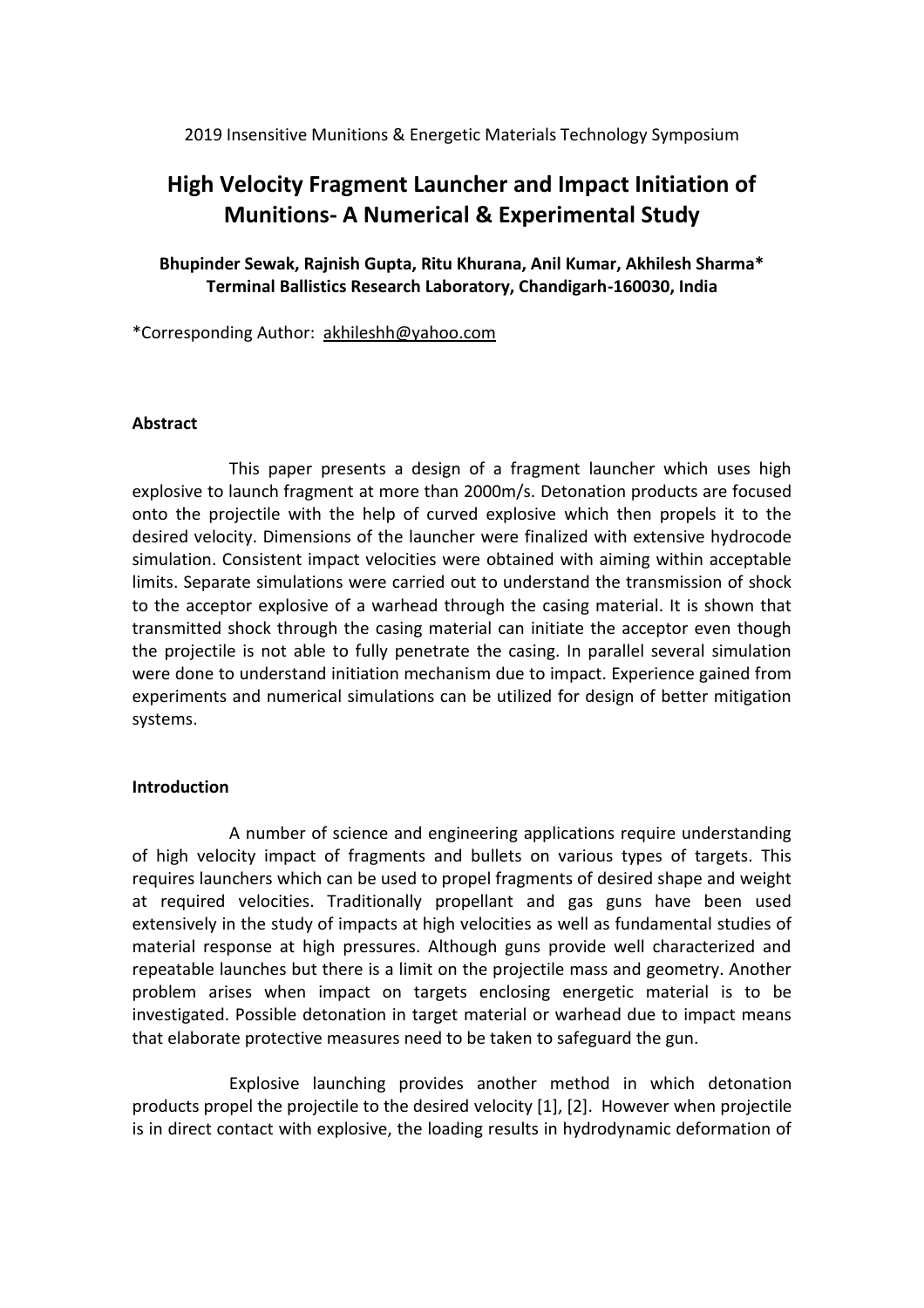2019 Insensitive Munitions & Energetic Materials Technology Symposium

# High Velocity Fragment Launcher and Impact Initiation of Munitions- A Numerical & Experimental Study

**Bhupinder Sewak, Rajnish Gupta, Ritu Khurana, Anil Kumar, Akhilesh Sharma***
**Terminal Ballistics Research Laboratory, Chandigarh-160030, India**

*Corresponding Author: akhileshh@yahoo.com

### Abstract

This paper presents a design of a fragment launcher which uses high explosive to launch fragment at more than 2000m/s. Detonation products are focused onto the projectile with the help of curved explosive which then propels it to the desired velocity. Dimensions of the launcher were finalized with extensive hydrocode simulation. Consistent impact velocities were obtained with aiming within acceptable limits. Separate simulations were carried out to understand the transmission of shock to the acceptor explosive of a warhead through the casing material. It is shown that transmitted shock through the casing material can initiate the acceptor even though the projectile is not able to fully penetrate the casing. In parallel several simulation were done to understand initiation mechanism due to impact. Experience gained from experiments and numerical simulations can be utilized for design of better mitigation systems.

### Introduction

A number of science and engineering applications require understanding of high velocity impact of fragments and bullets on various types of targets. This requires launchers which can be used to propel fragments of desired shape and weight at required velocities. Traditionally propellant and gas guns have been used extensively in the study of impacts at high velocities as well as fundamental studies of material response at high pressures. Although guns provide well characterized and repeatable launches but there is a limit on the projectile mass and geometry. Another problem arises when impact on targets enclosing energetic material is to be investigated. Possible detonation in target material or warhead due to impact means that elaborate protective measures need to be taken to safeguard the gun.

Explosive launching provides another method in which detonation products propel the projectile to the desired velocity [1], [2]. However when projectile is in direct contact with explosive, the loading results in hydrodynamic deformation of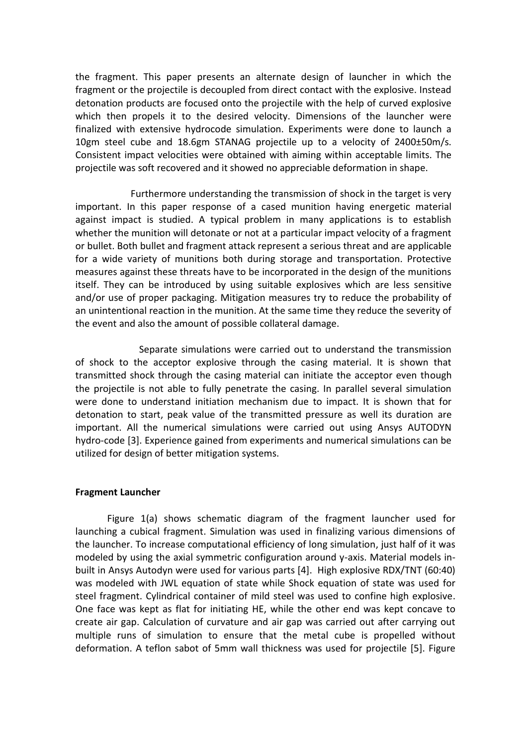the fragment. This paper presents an alternate design of launcher in which the fragment or the projectile is decoupled from direct contact with the explosive. Instead detonation products are focused onto the projectile with the help of curved explosive which then propels it to the desired velocity. Dimensions of the launcher were finalized with extensive hydrocode simulation. Experiments were done to launch a 10gm steel cube and 18.6gm STANAG projectile up to a velocity of 2400±50m/s. Consistent impact velocities were obtained with aiming within acceptable limits. The projectile was soft recovered and it showed no appreciable deformation in shape.

Furthermore understanding the transmission of shock in the target is very important. In this paper response of a cased munition having energetic material against impact is studied. A typical problem in many applications is to establish whether the munition will detonate or not at a particular impact velocity of a fragment or bullet. Both bullet and fragment attack represent a serious threat and are applicable for a wide variety of munitions both during storage and transportation. Protective measures against these threats have to be incorporated in the design of the munitions itself. They can be introduced by using suitable explosives which are less sensitive and/or use of proper packaging. Mitigation measures try to reduce the probability of an unintentional reaction in the munition. At the same time they reduce the severity of the event and also the amount of possible collateral damage.

Separate simulations were carried out to understand the transmission of shock to the acceptor explosive through the casing material. It is shown that transmitted shock through the casing material can initiate the acceptor even though the projectile is not able to fully penetrate the casing. In parallel several simulation were done to understand initiation mechanism due to impact. It is shown that for detonation to start, peak value of the transmitted pressure as well its duration are important. All the numerical simulations were carried out using Ansys AUTODYN hydro-code [3]. Experience gained from experiments and numerical simulations can be utilized for design of better mitigation systems.

**Fragment Launcher**

Figure 1(a) shows schematic diagram of the fragment launcher used for launching a cubical fragment. Simulation was used in finalizing various dimensions of the launcher. To increase computational efficiency of long simulation, just half of it was modeled by using the axial symmetric configuration around y-axis. Material models in-built in Ansys Autodyn were used for various parts [4]. High explosive RDX/TNT (60:40) was modeled with JWL equation of state while Shock equation of state was used for steel fragment. Cylindrical container of mild steel was used to confine high explosive. One face was kept as flat for initiating HE, while the other end was kept concave to create air gap. Calculation of curvature and air gap was carried out after carrying out multiple runs of simulation to ensure that the metal cube is propelled without deformation. A teflon sabot of 5mm wall thickness was used for projectile [5]. Figure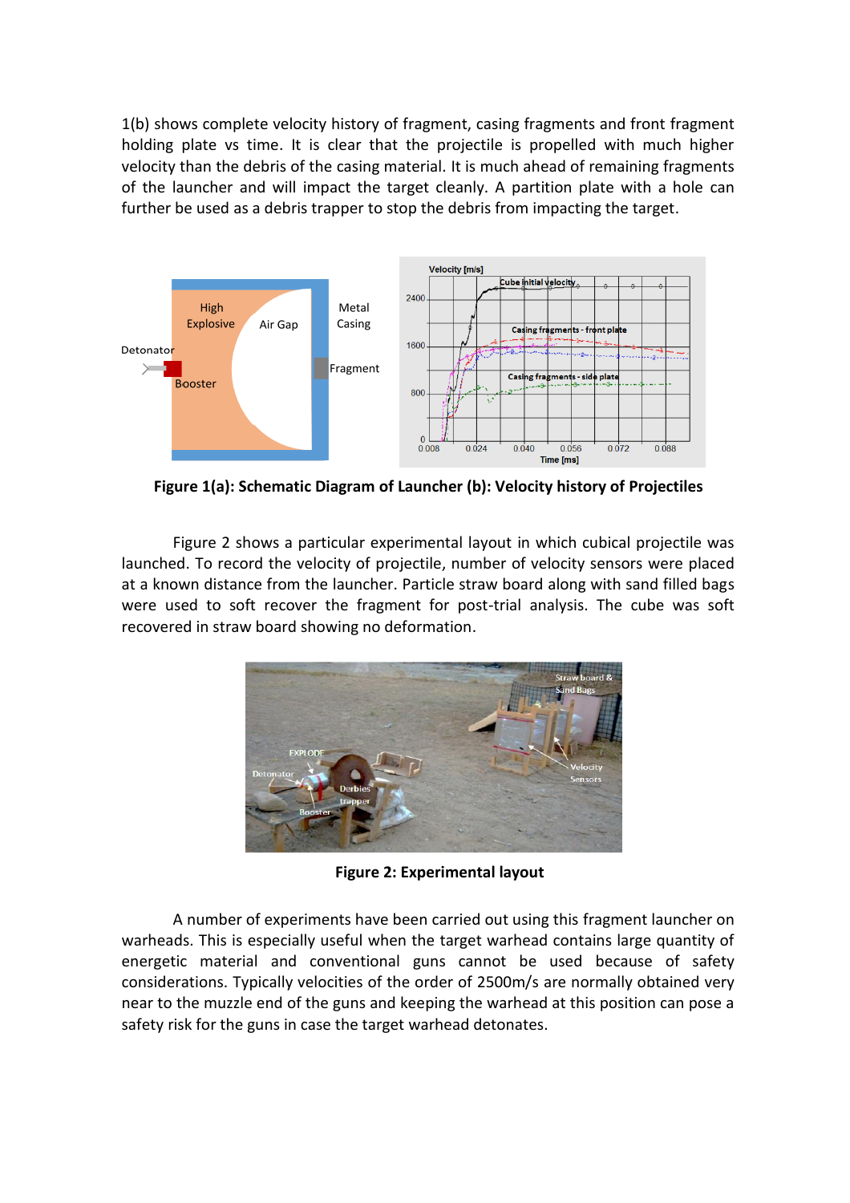1(b) shows complete velocity history of fragment, casing fragments and front fragment holding plate vs time. It is clear that the projectile is propelled with much higher velocity than the debris of the casing material. It is much ahead of remaining fragments of the launcher and will impact the target cleanly. A partition plate with a hole can further be used as a debris trapper to stop the debris from impacting the target.

**Figure 1(a): Schematic Diagram of Launcher (b): Velocity history of Projectiles**

Figure 2 shows a particular experimental layout in which cubical projectile was launched. To record the velocity of projectile, number of velocity sensors were placed at a known distance from the launcher. Particle straw board along with sand filled bags were used to soft recover the fragment for post-trial analysis. The cube was soft recovered in straw board showing no deformation.

**Figure 2: Experimental layout**

A number of experiments have been carried out using this fragment launcher on warheads. This is especially useful when the target warhead contains large quantity of energetic material and conventional guns cannot be used because of safety considerations. Typically velocities of the order of 2500m/s are normally obtained very near to the muzzle end of the guns and keeping the warhead at this position can pose a safety risk for the guns in case the target warhead detonates.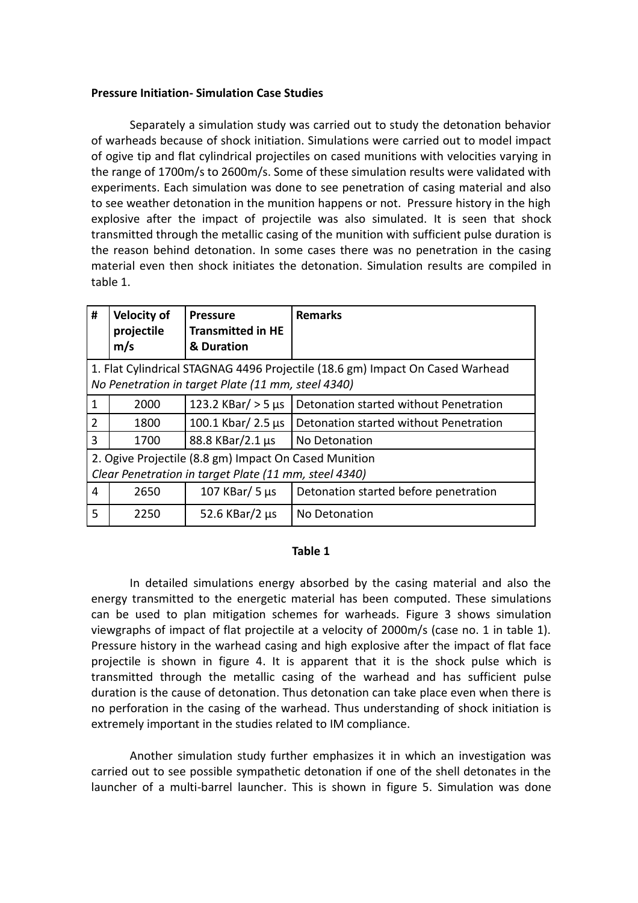**Pressure Initiation- Simulation Case Studies**

Separately a simulation study was carried out to study the detonation behavior of warheads because of shock initiation. Simulations were carried out to model impact of ogive tip and flat cylindrical projectiles on cased munitions with velocities varying in the range of 1700m/s to 2600m/s. Some of these simulation results were validated with experiments. Each simulation was done to see penetration of casing material and also to see weather detonation in the munition happens or not. Pressure history in the high explosive after the impact of projectile was also simulated. It is seen that shock transmitted through the metallic casing of the munition with sufficient pulse duration is the reason behind detonation. In some cases there was no penetration in the casing material even then shock initiates the detonation. Simulation results are compiled in table 1.

| # | Velocity of projectile m/s | Pressure Transmitted in HE & Duration | Remarks |
|---|---|---|---|
| 1. Flat Cylindrical STAGNAG 4496 Projectile (18.6 gm) Impact On Cased Warhead *No Penetration in target Plate (11 mm, steel 4340)* | | | |
| 1 | 2000 | 123.2 KBar/ > 5 µs | Detonation started without Penetration |
| 2 | 1800 | 100.1 Kbar/ 2.5 µs | Detonation started without Penetration |
| 3 | 1700 | 88.8 KBar/2.1 µs | No Detonation |
| 2. Ogive Projectile (8.8 gm) Impact On Cased Munition *Clear Penetration in target Plate (11 mm, steel 4340)* | | | |
| 4 | 2650 | 107 KBar/ 5 µs | Detonation started before penetration |
| 5 | 2250 | 52.6 KBar/2 µs | No Detonation |

**Table 1**

In detailed simulations energy absorbed by the casing material and also the energy transmitted to the energetic material has been computed. These simulations can be used to plan mitigation schemes for warheads. Figure 3 shows simulation viewgraphs of impact of flat projectile at a velocity of 2000m/s (case no. 1 in table 1). Pressure history in the warhead casing and high explosive after the impact of flat face projectile is shown in figure 4. It is apparent that it is the shock pulse which is transmitted through the metallic casing of the warhead and has sufficient pulse duration is the cause of detonation. Thus detonation can take place even when there is no perforation in the casing of the warhead. Thus understanding of shock initiation is extremely important in the studies related to IM compliance.

Another simulation study further emphasizes it in which an investigation was carried out to see possible sympathetic detonation if one of the shell detonates in the launcher of a multi-barrel launcher. This is shown in figure 5. Simulation was done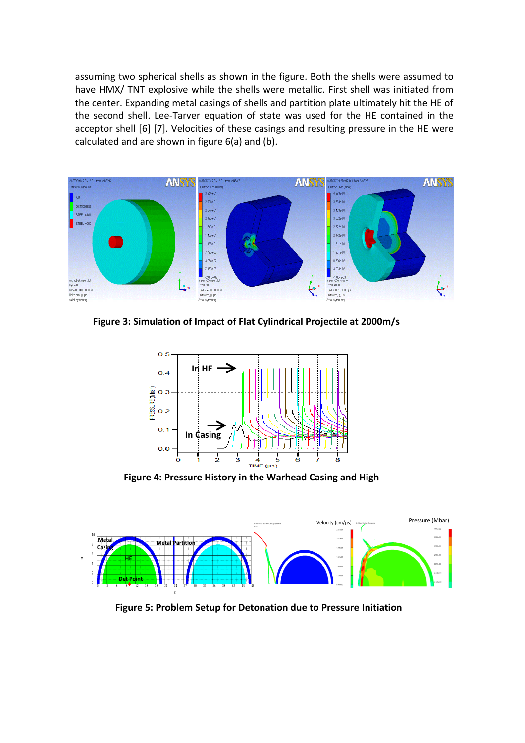assuming two spherical shells as shown in the figure. Both the shells were assumed to have HMX/ TNT explosive while the shells were metallic. First shell was initiated from the center. Expanding metal casings of shells and partition plate ultimately hit the HE of the second shell. Lee-Tarver equation of state was used for the HE contained in the acceptor shell [6] [7]. Velocities of these casings and resulting pressure in the HE were calculated and are shown in figure 6(a) and (b).

**Figure 3: Simulation of Impact of Flat Cylindrical Projectile at 2000m/s**

**Figure 4: Pressure History in the Warhead Casing and High**

**Figure 5: Problem Setup for Detonation due to Pressure Initiation**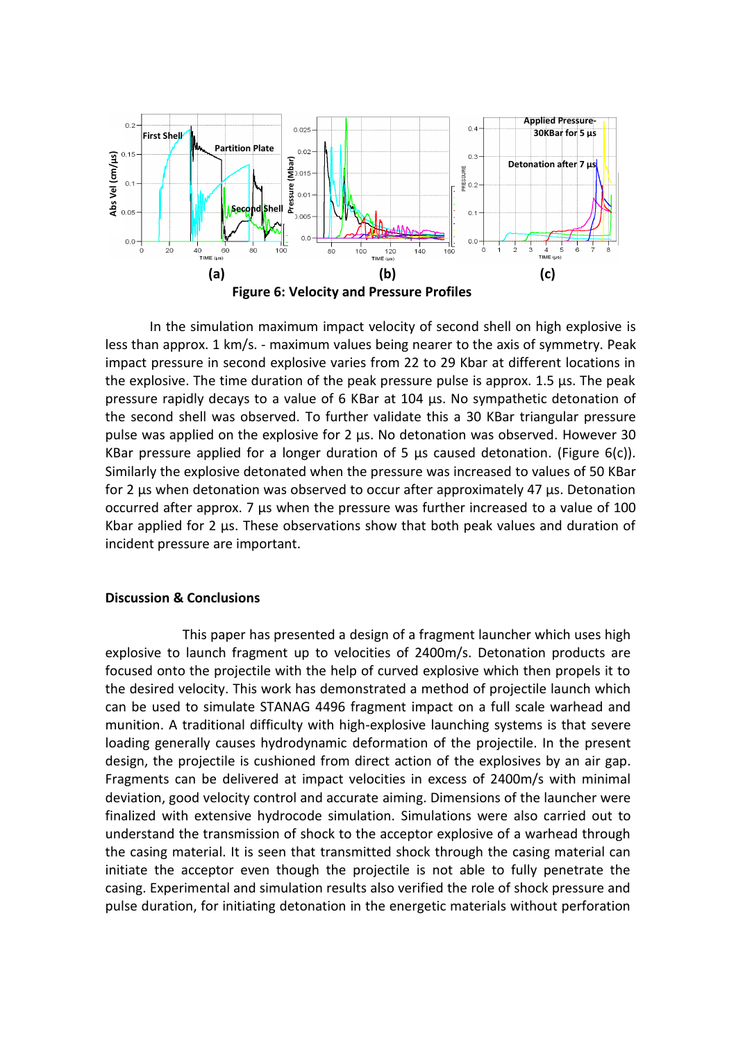**(a)** **(b)** **(c)**

**Figure 6: Velocity and Pressure Profiles**

In the simulation maximum impact velocity of second shell on high explosive is less than approx. 1 km/s. - maximum values being nearer to the axis of symmetry. Peak impact pressure in second explosive varies from 22 to 29 Kbar at different locations in the explosive. The time duration of the peak pressure pulse is approx. 1.5 µs. The peak pressure rapidly decays to a value of 6 KBar at 104 µs. No sympathetic detonation of the second shell was observed. To further validate this a 30 KBar triangular pressure pulse was applied on the explosive for 2 µs. No detonation was observed. However 30 KBar pressure applied for a longer duration of 5 µs caused detonation. (Figure 6(c)). Similarly the explosive detonated when the pressure was increased to values of 50 KBar for 2 µs when detonation was observed to occur after approximately 47 µs. Detonation occurred after approx. 7 µs when the pressure was further increased to a value of 100 Kbar applied for 2 µs. These observations show that both peak values and duration of incident pressure are important.

## Discussion & Conclusions

This paper has presented a design of a fragment launcher which uses high explosive to launch fragment up to velocities of 2400m/s. Detonation products are focused onto the projectile with the help of curved explosive which then propels it to the desired velocity. This work has demonstrated a method of projectile launch which can be used to simulate STANAG 4496 fragment impact on a full scale warhead and munition. A traditional difficulty with high-explosive launching systems is that severe loading generally causes hydrodynamic deformation of the projectile. In the present design, the projectile is cushioned from direct action of the explosives by an air gap. Fragments can be delivered at impact velocities in excess of 2400m/s with minimal deviation, good velocity control and accurate aiming. Dimensions of the launcher were finalized with extensive hydrocode simulation. Simulations were also carried out to understand the transmission of shock to the acceptor explosive of a warhead through the casing material. It is seen that transmitted shock through the casing material can initiate the acceptor even though the projectile is not able to fully penetrate the casing. Experimental and simulation results also verified the role of shock pressure and pulse duration, for initiating detonation in the energetic materials without perforation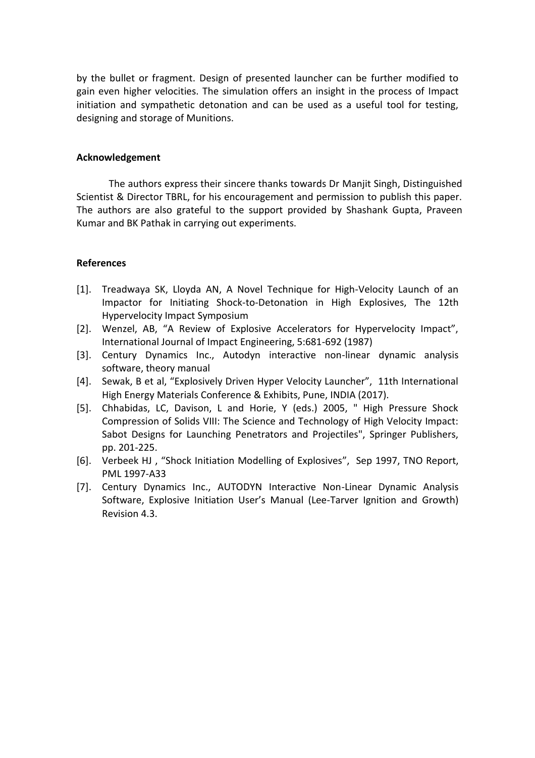by the bullet or fragment. Design of presented launcher can be further modified to gain even higher velocities. The simulation offers an insight in the process of Impact initiation and sympathetic detonation and can be used as a useful tool for testing, designing and storage of Munitions.

## Acknowledgement

The authors express their sincere thanks towards Dr Manjit Singh, Distinguished Scientist & Director TBRL, for his encouragement and permission to publish this paper. The authors are also grateful to the support provided by Shashank Gupta, Praveen Kumar and BK Pathak in carrying out experiments.

## References

[1]. Treadwaya SK, Lloyda AN, A Novel Technique for High-Velocity Launch of an Impactor for Initiating Shock-to-Detonation in High Explosives, The 12th Hypervelocity Impact Symposium

[2]. Wenzel, AB, "A Review of Explosive Accelerators for Hypervelocity Impact", International Journal of Impact Engineering, 5:681-692 (1987)

[3]. Century Dynamics Inc., Autodyn interactive non-linear dynamic analysis software, theory manual

[4]. Sewak, B et al, "Explosively Driven Hyper Velocity Launcher", 11th International High Energy Materials Conference & Exhibits, Pune, INDIA (2017).

[5]. Chhabidas, LC, Davison, L and Horie, Y (eds.) 2005, " High Pressure Shock Compression of Solids VIII: The Science and Technology of High Velocity Impact: Sabot Designs for Launching Penetrators and Projectiles", Springer Publishers, pp. 201-225.

[6]. Verbeek HJ , "Shock Initiation Modelling of Explosives", Sep 1997, TNO Report, PML 1997-A33

[7]. Century Dynamics Inc., AUTODYN Interactive Non-Linear Dynamic Analysis Software, Explosive Initiation User's Manual (Lee-Tarver Ignition and Growth) Revision 4.3.